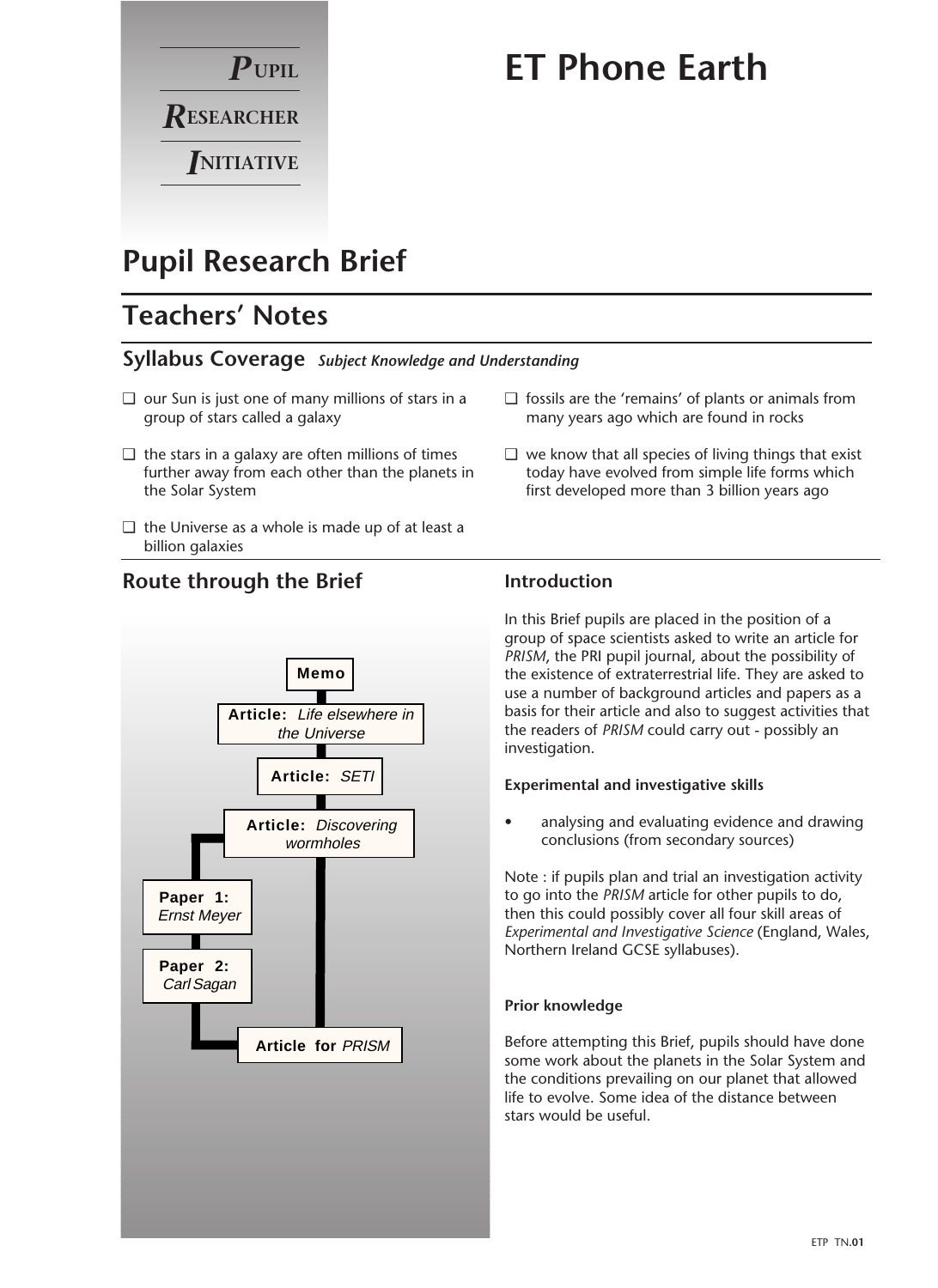**PUPIL RESEARCHER INITIATIVE**

# ET Phone Earth

## Pupil Research Brief

## Teachers' Notes

### Syllabus Coverage *Subject Knowledge and Understanding*

- ❑ our Sun is just one of many millions of stars in a group of stars called a galaxy
- ❑ the stars in a galaxy are often millions of times further away from each other than the planets in the Solar System
- ❑ the Universe as a whole is made up of at least a billion galaxies
- ❑ fossils are the 'remains' of plants or animals from many years ago which are found in rocks
- ❑ we know that all species of living things that exist today have evolved from simple life forms which first developed more than 3 billion years ago

### Route through the Brief

- **Memo**
- **Article:** *Life elsewhere in the Universe*
- **Article:** *SETI*
- **Article:** *Discovering wormholes*
- **Paper 1:** *Ernst Meyer*
- **Paper 2:** *Carl Sagan*
- **Article for** *PRISM*

### Introduction

In this Brief pupils are placed in the position of a group of space scientists asked to write an article for *PRISM*, the PRI pupil journal, about the possibility of the existence of extraterrestrial life. They are asked to use a number of background articles and papers as a basis for their article and also to suggest activities that the readers of *PRISM* could carry out - possibly an investigation.

#### Experimental and investigative skills

- analysing and evaluating evidence and drawing conclusions (from secondary sources)

Note : if pupils plan and trial an investigation activity to go into the *PRISM* article for other pupils to do, then this could possibly cover all four skill areas of *Experimental and Investigative Science* (England, Wales, Northern Ireland GCSE syllabuses).

#### Prior knowledge

Before attempting this Brief, pupils should have done some work about the planets in the Solar System and the conditions prevailing on our planet that allowed life to evolve. Some idea of the distance between stars would be useful.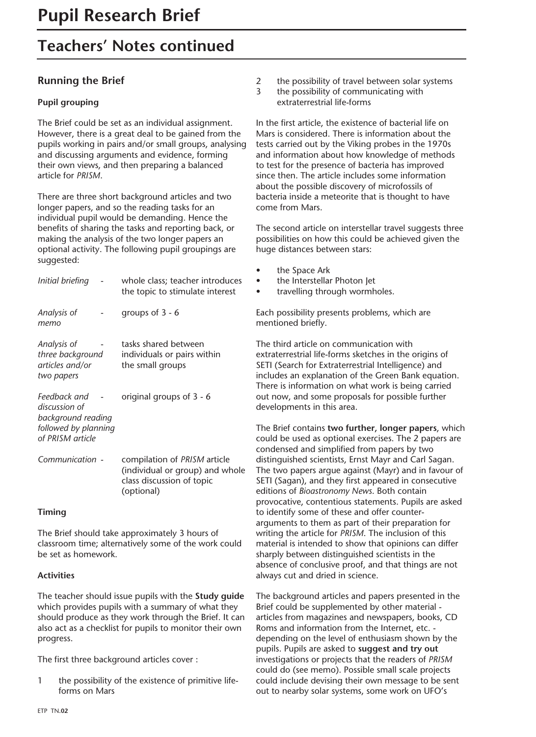# Pupil Research Brief

# Teachers' Notes continued

## Running the Brief

### Pupil grouping

The Brief could be set as an individual assignment. However, there is a great deal to be gained from the pupils working in pairs and/or small groups, analysing and discussing arguments and evidence, forming their own views, and then preparing a balanced article for *PRISM*.

There are three short background articles and two longer papers, and so the reading tasks for an individual pupil would be demanding. Hence the benefits of sharing the tasks and reporting back, or making the analysis of the two longer papers an optional activity. The following pupil groupings are suggested:

| | | |
|---|---|---|
| *Initial briefing* | - | whole class; teacher introduces the topic to stimulate interest |
| *Analysis of memo* | - | groups of 3 - 6 |
| *Analysis of three background articles and/or two papers* | - | tasks shared between individuals or pairs within the small groups |
| *Feedback and discussion of background reading followed by planning of PRISM article* | - | original groups of 3 - 6 |
| *Communication* | - | compilation of *PRISM* article (individual or group) and whole class discussion of topic (optional) |

### Timing

The Brief should take approximately 3 hours of classroom time; alternatively some of the work could be set as homework.

### Activities

The teacher should issue pupils with the **Study guide** which provides pupils with a summary of what they should produce as they work through the Brief. It can also act as a checklist for pupils to monitor their own progress.

The first three background articles cover :

1. the possibility of the existence of primitive life-forms on Mars
2. the possibility of travel between solar systems
3. the possibility of communicating with extraterrestrial life-forms

In the first article, the existence of bacterial life on Mars is considered. There is information about the tests carried out by the Viking probes in the 1970s and information about how knowledge of methods to test for the presence of bacteria has improved since then. The article includes some information about the possible discovery of microfossils of bacteria inside a meteorite that is thought to have come from Mars.

The second article on interstellar travel suggests three possibilities on how this could be achieved given the huge distances between stars:

- the Space Ark
- the Interstellar Photon Jet
- travelling through wormholes.

Each possibility presents problems, which are mentioned briefly.

The third article on communication with extraterrestrial life-forms sketches in the origins of SETI (Search for Extraterrestrial Intelligence) and includes an explanation of the Green Bank equation. There is information on what work is being carried out now, and some proposals for possible further developments in this area.

The Brief contains **two further, longer papers**, which could be used as optional exercises. The 2 papers are condensed and simplified from papers by two distinguished scientists, Ernst Mayr and Carl Sagan. The two papers argue against (Mayr) and in favour of SETI (Sagan), and they first appeared in consecutive editions of *Bioastronomy News*. Both contain provocative, contentious statements. Pupils are asked to identify some of these and offer counter-arguments to them as part of their preparation for writing the article for *PRISM*. The inclusion of this material is intended to show that opinions can differ sharply between distinguished scientists in the absence of conclusive proof, and that things are not always cut and dried in science.

The background articles and papers presented in the Brief could be supplemented by other material - articles from magazines and newspapers, books, CD Roms and information from the Internet, etc. - depending on the level of enthusiasm shown by the pupils. Pupils are asked to **suggest and try out** investigations or projects that the readers of *PRISM* could do (see memo). Possible small scale projects could include devising their own message to be sent out to nearby solar systems, some work on UFO's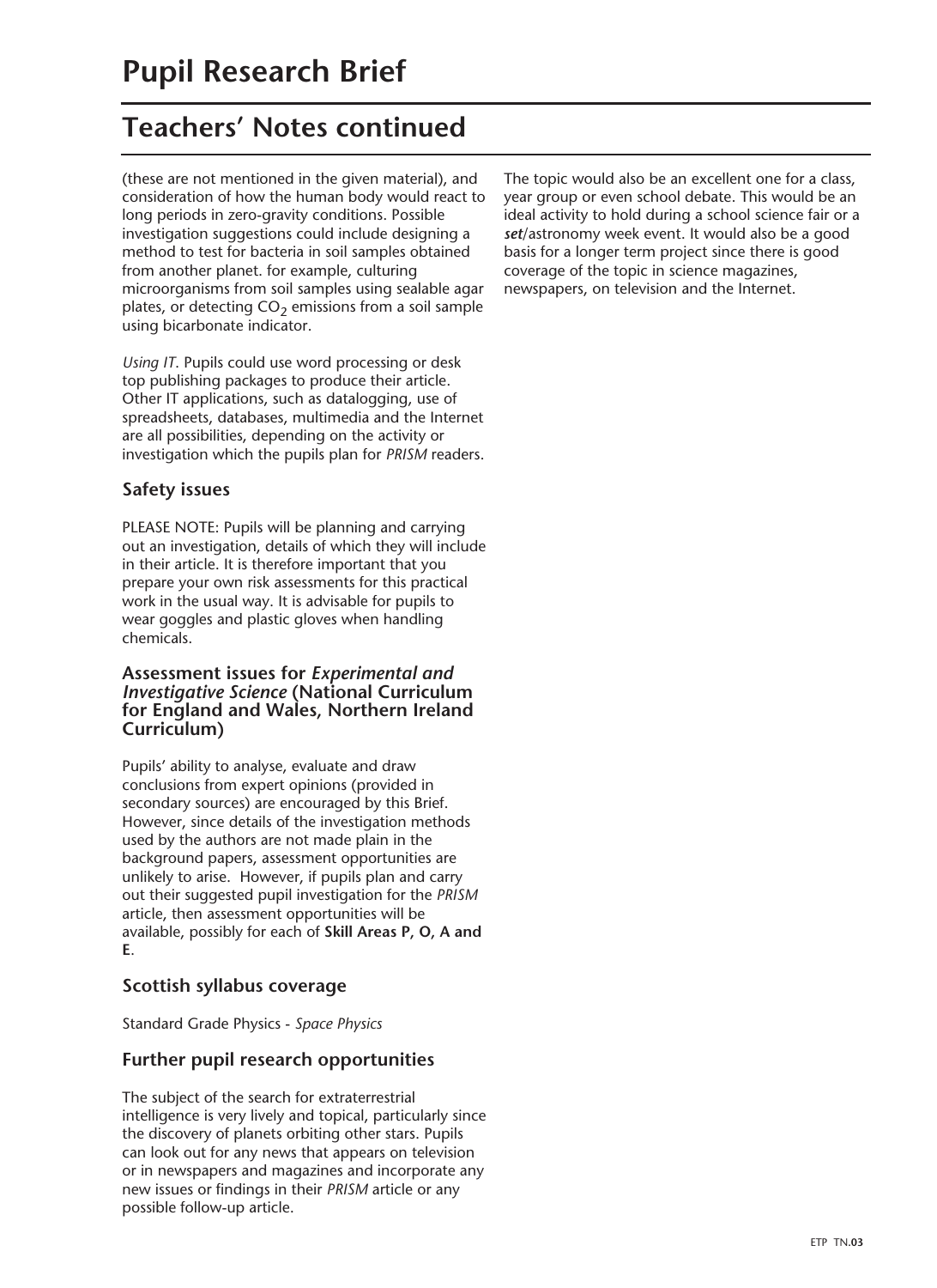# Pupil Research Brief

## Teachers' Notes continued

(these are not mentioned in the given material), and consideration of how the human body would react to long periods in zero-gravity conditions. Possible investigation suggestions could include designing a method to test for bacteria in soil samples obtained from another planet. for example, culturing microorganisms from soil samples using sealable agar plates, or detecting $CO_2$ emissions from a soil sample using bicarbonate indicator.

*Using IT*. Pupils could use word processing or desk top publishing packages to produce their article. Other IT applications, such as datalogging, use of spreadsheets, databases, multimedia and the Internet are all possibilities, depending on the activity or investigation which the pupils plan for *PRISM* readers.

### Safety issues

PLEASE NOTE: Pupils will be planning and carrying out an investigation, details of which they will include in their article. It is therefore important that you prepare your own risk assessments for this practical work in the usual way. It is advisable for pupils to wear goggles and plastic gloves when handling chemicals.

### Assessment issues for *Experimental and Investigative Science* (National Curriculum for England and Wales, Northern Ireland Curriculum)

Pupils' ability to analyse, evaluate and draw conclusions from expert opinions (provided in secondary sources) are encouraged by this Brief. However, since details of the investigation methods used by the authors are not made plain in the background papers, assessment opportunities are unlikely to arise. However, if pupils plan and carry out their suggested pupil investigation for the *PRISM* article, then assessment opportunities will be available, possibly for each of **Skill Areas P, O, A and E**.

### Scottish syllabus coverage

Standard Grade Physics - *Space Physics*

### Further pupil research opportunities

The subject of the search for extraterrestrial intelligence is very lively and topical, particularly since the discovery of planets orbiting other stars. Pupils can look out for any news that appears on television or in newspapers and magazines and incorporate any new issues or findings in their *PRISM* article or any possible follow-up article.

The topic would also be an excellent one for a class, year group or even school debate. This would be an ideal activity to hold during a school science fair or a ***set***/astronomy week event. It would also be a good basis for a longer term project since there is good coverage of the topic in science magazines, newspapers, on television and the Internet.